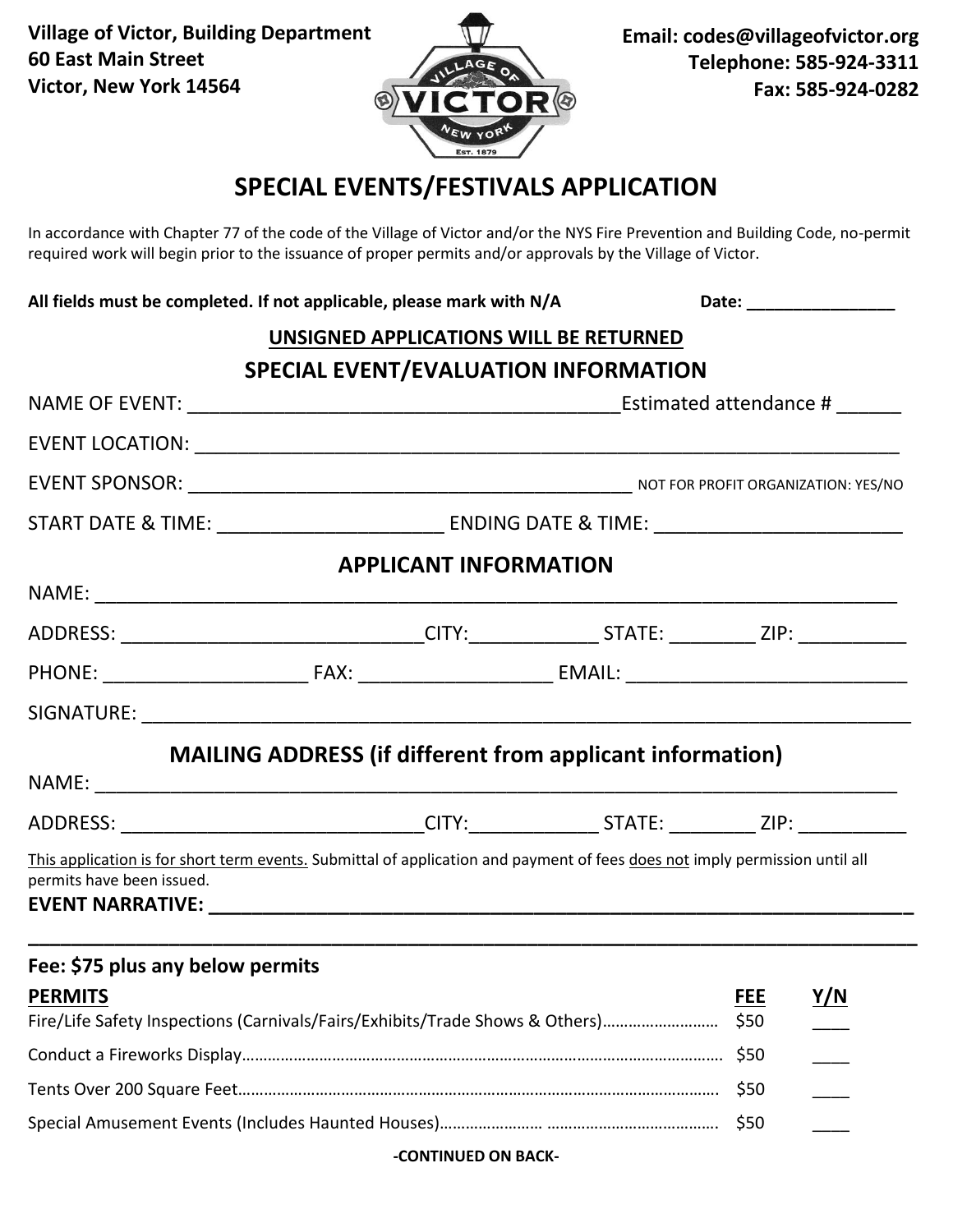**Village of Victor, Building Department**
**60 East Main Street**
**Victor, New York 14564**

**Email: codes@villageofvictor.org**
**Telephone: 585-924-3311**
**Fax: 585-924-0282**

# SPECIAL EVENTS/FESTIVALS APPLICATION

In accordance with Chapter 77 of the code of the Village of Victor and/or the NYS Fire Prevention and Building Code, no-permit required work will begin prior to the issuance of proper permits and/or approvals by the Village of Victor.

**All fields must be completed. If not applicable, please mark with N/A** **Date: ________________**

**UNSIGNED APPLICATIONS WILL BE RETURNED**

## SPECIAL EVENT/EVALUATION INFORMATION

NAME OF EVENT: ________________________________________Estimated attendance # ______

EVENT LOCATION: ____________________________________________________________________

EVENT SPONSOR: ____________________________________________ NOT FOR PROFIT ORGANIZATION: YES/NO

START DATE & TIME: _____________________ ENDING DATE & TIME: _______________________

## APPLICANT INFORMATION

NAME: ___________________________________________________________________________

ADDRESS: ____________________________CITY:____________ STATE: ________ ZIP: __________

PHONE: ___________________ FAX: __________________ EMAIL: __________________________

SIGNATURE: _______________________________________________________________________

## MAILING ADDRESS (if different from applicant information)

NAME: ___________________________________________________________________________

ADDRESS: ____________________________CITY:____________ STATE: ________ ZIP: __________

This application is for short term events. Submittal of application and payment of fees does not imply permission until all permits have been issued.

**EVENT NARRATIVE: _______________________________________________________________**

___________________________________________________________________________________

**Fee: $75 plus any below permits**

| **PERMITS** | **FEE** | **Y/N** |
|---|---|---|
| Fire/Life Safety Inspections (Carnivals/Fairs/Exhibits/Trade Shows & Others) | $50 | ____ |
| Conduct a Fireworks Display | $50 | ____ |
| Tents Over 200 Square Feet | $50 | ____ |
| Special Amusement Events (Includes Haunted Houses) | $50 | ____ |

**-CONTINUED ON BACK-**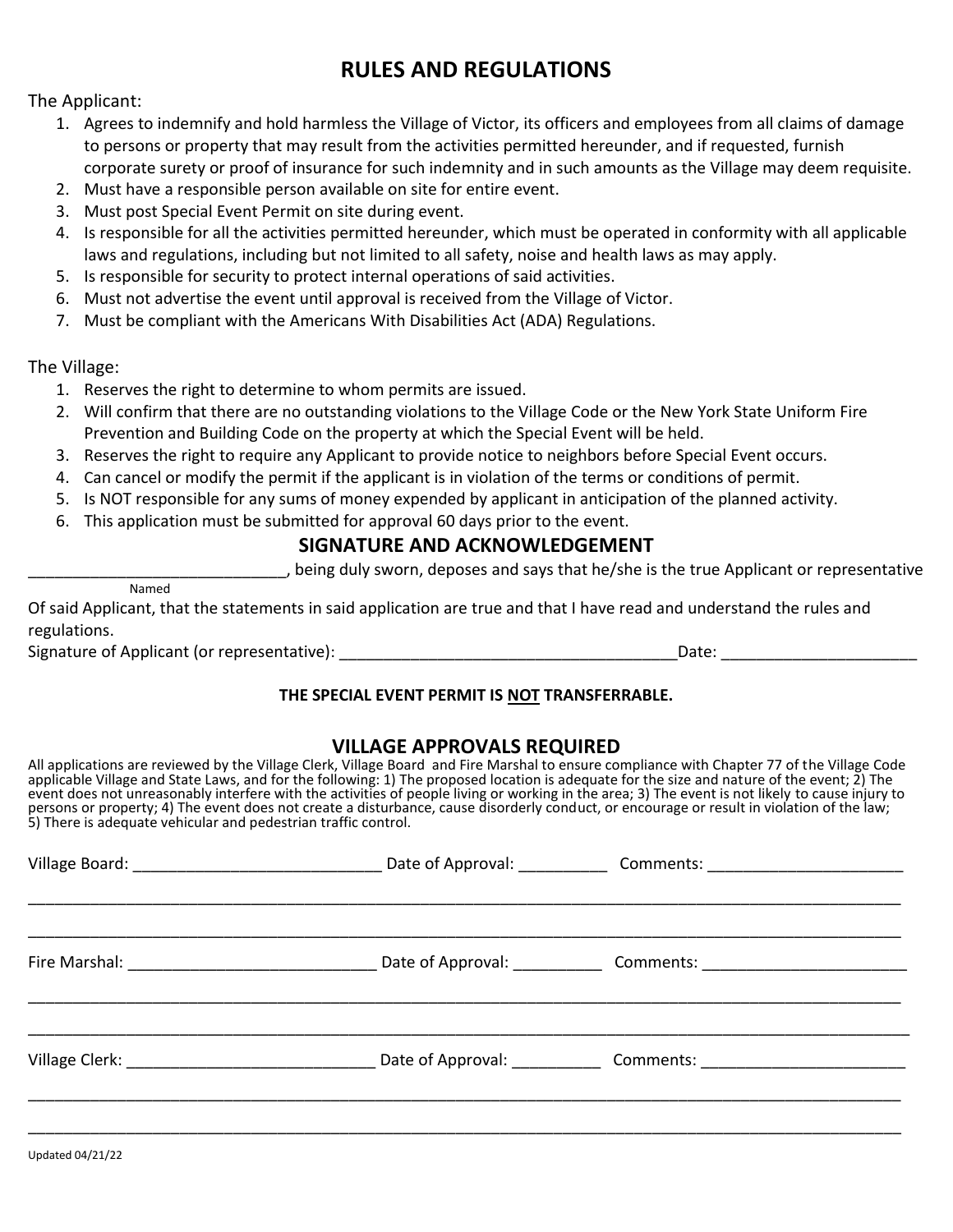# RULES AND REGULATIONS

The Applicant:

1. Agrees to indemnify and hold harmless the Village of Victor, its officers and employees from all claims of damage to persons or property that may result from the activities permitted hereunder, and if requested, furnish corporate surety or proof of insurance for such indemnity and in such amounts as the Village may deem requisite.
2. Must have a responsible person available on site for entire event.
3. Must post Special Event Permit on site during event.
4. Is responsible for all the activities permitted hereunder, which must be operated in conformity with all applicable laws and regulations, including but not limited to all safety, noise and health laws as may apply.
5. Is responsible for security to protect internal operations of said activities.
6. Must not advertise the event until approval is received from the Village of Victor.
7. Must be compliant with the Americans With Disabilities Act (ADA) Regulations.

The Village:

1. Reserves the right to determine to whom permits are issued.
2. Will confirm that there are no outstanding violations to the Village Code or the New York State Uniform Fire Prevention and Building Code on the property at which the Special Event will be held.
3. Reserves the right to require any Applicant to provide notice to neighbors before Special Event occurs.
4. Can cancel or modify the permit if the applicant is in violation of the terms or conditions of permit.
5. Is NOT responsible for any sums of money expended by applicant in anticipation of the planned activity.
6. This application must be submitted for approval 60 days prior to the event.

## SIGNATURE AND ACKNOWLEDGEMENT

____________________________, being duly sworn, deposes and says that he/she is the true Applicant or representative
Named
Of said Applicant, that the statements in said application are true and that I have read and understand the rules and regulations.

Signature of Applicant (or representative): ______________________________________Date: _____________________

**THE SPECIAL EVENT PERMIT IS <u>NOT</u> TRANSFERRABLE.**

## VILLAGE APPROVALS REQUIRED

All applications are reviewed by the Village Clerk, Village Board and Fire Marshal to ensure compliance with Chapter 77 of the Village Code applicable Village and State Laws, and for the following: 1) The proposed location is adequate for the size and nature of the event; 2) The event does not unreasonably interfere with the activities of people living or working in the area; 3) The event is not likely to cause injury to persons or property; 4) The event does not create a disturbance, cause disorderly conduct, or encourage or result in violation of the law; 5) There is adequate vehicular and pedestrian traffic control.

Village Board: ___________________________ Date of Approval: __________ Comments: _____________________

_____________________________________________________________________________________________

_____________________________________________________________________________________________

Fire Marshal: ____________________________ Date of Approval: __________ Comments: _______________________

_____________________________________________________________________________________________

_____________________________________________________________________________________________

Village Clerk: ___________________________ Date of Approval: __________ Comments: _______________________

_____________________________________________________________________________________________

_____________________________________________________________________________________________

Updated 04/21/22